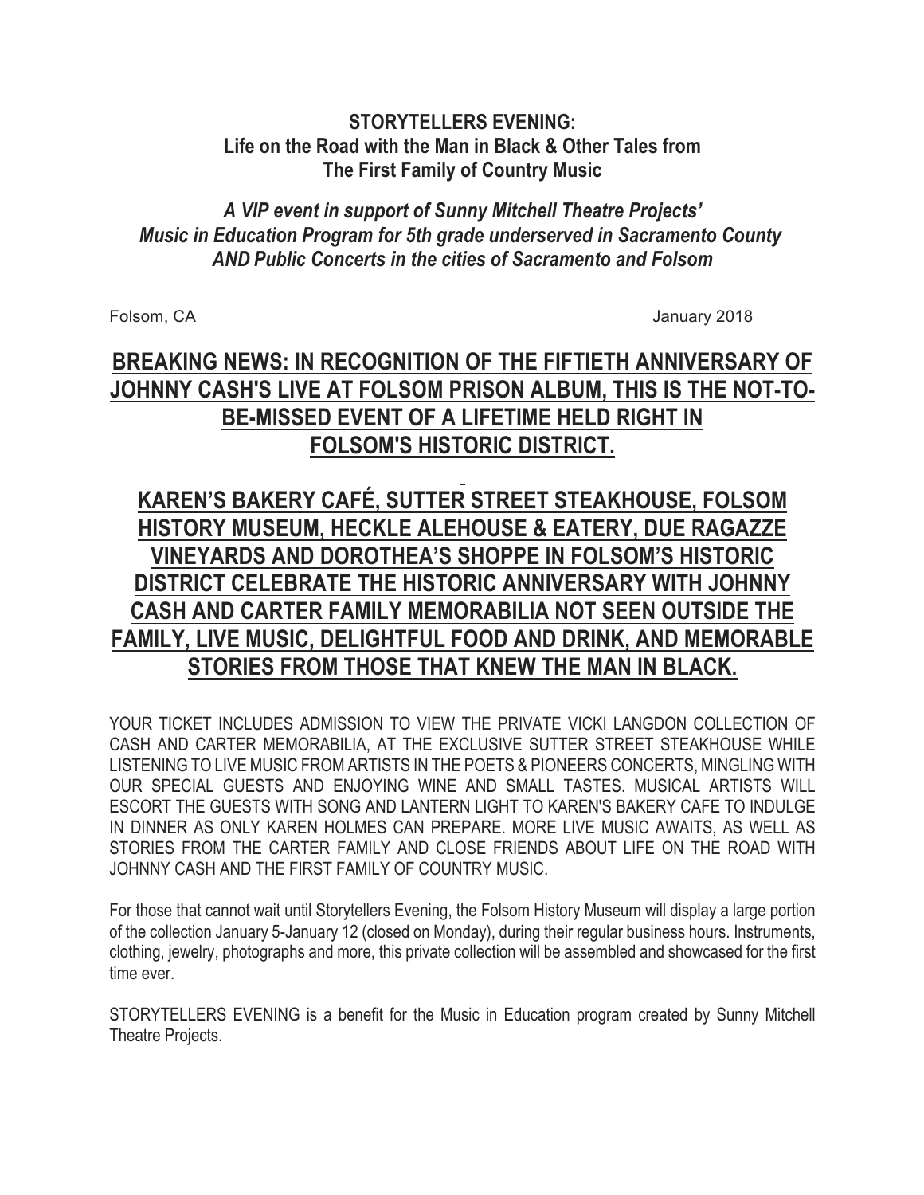**STORYTELLERS EVENING:**
**Life on the Road with the Man in Black & Other Tales from The First Family of Country Music**

***A VIP event in support of Sunny Mitchell Theatre Projects' Music in Education Program for 5th grade underserved in Sacramento County AND Public Concerts in the cities of Sacramento and Folsom***

Folsom, CA January 2018

## BREAKING NEWS: IN RECOGNITION OF THE FIFTIETH ANNIVERSARY OF JOHNNY CASH'S LIVE AT FOLSOM PRISON ALBUM, THIS IS THE NOT-TO-BE-MISSED EVENT OF A LIFETIME HELD RIGHT IN FOLSOM'S HISTORIC DISTRICT.

## KAREN'S BAKERY CAFÉ, SUTTER STREET STEAKHOUSE, FOLSOM HISTORY MUSEUM, HECKLE ALEHOUSE & EATERY, DUE RAGAZZE VINEYARDS AND DOROTHEA'S SHOPPE IN FOLSOM'S HISTORIC DISTRICT CELEBRATE THE HISTORIC ANNIVERSARY WITH JOHNNY CASH AND CARTER FAMILY MEMORABILIA NOT SEEN OUTSIDE THE FAMILY, LIVE MUSIC, DELIGHTFUL FOOD AND DRINK, AND MEMORABLE STORIES FROM THOSE THAT KNEW THE MAN IN BLACK.

YOUR TICKET INCLUDES ADMISSION TO VIEW THE PRIVATE VICKI LANGDON COLLECTION OF CASH AND CARTER MEMORABILIA, AT THE EXCLUSIVE SUTTER STREET STEAKHOUSE WHILE LISTENING TO LIVE MUSIC FROM ARTISTS IN THE POETS & PIONEERS CONCERTS, MINGLING WITH OUR SPECIAL GUESTS AND ENJOYING WINE AND SMALL TASTES. MUSICAL ARTISTS WILL ESCORT THE GUESTS WITH SONG AND LANTERN LIGHT TO KAREN'S BAKERY CAFE TO INDULGE IN DINNER AS ONLY KAREN HOLMES CAN PREPARE. MORE LIVE MUSIC AWAITS, AS WELL AS STORIES FROM THE CARTER FAMILY AND CLOSE FRIENDS ABOUT LIFE ON THE ROAD WITH JOHNNY CASH AND THE FIRST FAMILY OF COUNTRY MUSIC.

For those that cannot wait until Storytellers Evening, the Folsom History Museum will display a large portion of the collection January 5-January 12 (closed on Monday), during their regular business hours. Instruments, clothing, jewelry, photographs and more, this private collection will be assembled and showcased for the first time ever.

STORYTELLERS EVENING is a benefit for the Music in Education program created by Sunny Mitchell Theatre Projects.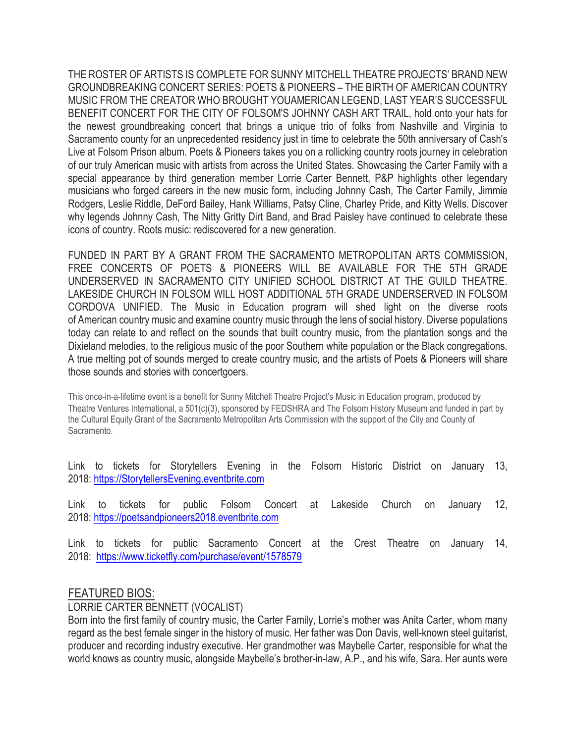THE ROSTER OF ARTISTS IS COMPLETE FOR SUNNY MITCHELL THEATRE PROJECTS' BRAND NEW GROUNDBREAKING CONCERT SERIES: POETS & PIONEERS – THE BIRTH OF AMERICAN COUNTRY MUSIC FROM THE CREATOR WHO BROUGHT YOUAMERICAN LEGEND, LAST YEAR'S SUCCESSFUL BENEFIT CONCERT FOR THE CITY OF FOLSOM'S JOHNNY CASH ART TRAIL, hold onto your hats for the newest groundbreaking concert that brings a unique trio of folks from Nashville and Virginia to Sacramento county for an unprecedented residency just in time to celebrate the 50th anniversary of Cash's Live at Folsom Prison album. Poets & Pioneers takes you on a rollicking country roots journey in celebration of our truly American music with artists from across the United States. Showcasing the Carter Family with a special appearance by third generation member Lorrie Carter Bennett, P&P highlights other legendary musicians who forged careers in the new music form, including Johnny Cash, The Carter Family, Jimmie Rodgers, Leslie Riddle, DeFord Bailey, Hank Williams, Patsy Cline, Charley Pride, and Kitty Wells. Discover why legends Johnny Cash, The Nitty Gritty Dirt Band, and Brad Paisley have continued to celebrate these icons of country. Roots music: rediscovered for a new generation.

FUNDED IN PART BY A GRANT FROM THE SACRAMENTO METROPOLITAN ARTS COMMISSION, FREE CONCERTS OF POETS & PIONEERS WILL BE AVAILABLE FOR THE 5TH GRADE UNDERSERVED IN SACRAMENTO CITY UNIFIED SCHOOL DISTRICT AT THE GUILD THEATRE. LAKESIDE CHURCH IN FOLSOM WILL HOST ADDITIONAL 5TH GRADE UNDERSERVED IN FOLSOM CORDOVA UNIFIED. The Music in Education program will shed light on the diverse roots of American country music and examine country music through the lens of social history. Diverse populations today can relate to and reflect on the sounds that built country music, from the plantation songs and the Dixieland melodies, to the religious music of the poor Southern white population or the Black congregations. A true melting pot of sounds merged to create country music, and the artists of Poets & Pioneers will share those sounds and stories with concertgoers.

This once-in-a-lifetime event is a benefit for Sunny Mitchell Theatre Project's Music in Education program, produced by Theatre Ventures International, a 501(c)(3), sponsored by FEDSHRA and The Folsom History Museum and funded in part by the Cultural Equity Grant of the Sacramento Metropolitan Arts Commission with the support of the City and County of Sacramento.

Link to tickets for Storytellers Evening in the Folsom Historic District on January 13, 2018: https://StorytellersEvening.eventbrite.com

Link to tickets for public Folsom Concert at Lakeside Church on January 12, 2018: https://poetsandpioneers2018.eventbrite.com

Link to tickets for public Sacramento Concert at the Crest Theatre on January 14, 2018: https://www.ticketfly.com/purchase/event/1578579

## FEATURED BIOS:

### LORRIE CARTER BENNETT (VOCALIST)

Born into the first family of country music, the Carter Family, Lorrie's mother was Anita Carter, whom many regard as the best female singer in the history of music. Her father was Don Davis, well-known steel guitarist, producer and recording industry executive. Her grandmother was Maybelle Carter, responsible for what the world knows as country music, alongside Maybelle's brother-in-law, A.P., and his wife, Sara. Her aunts were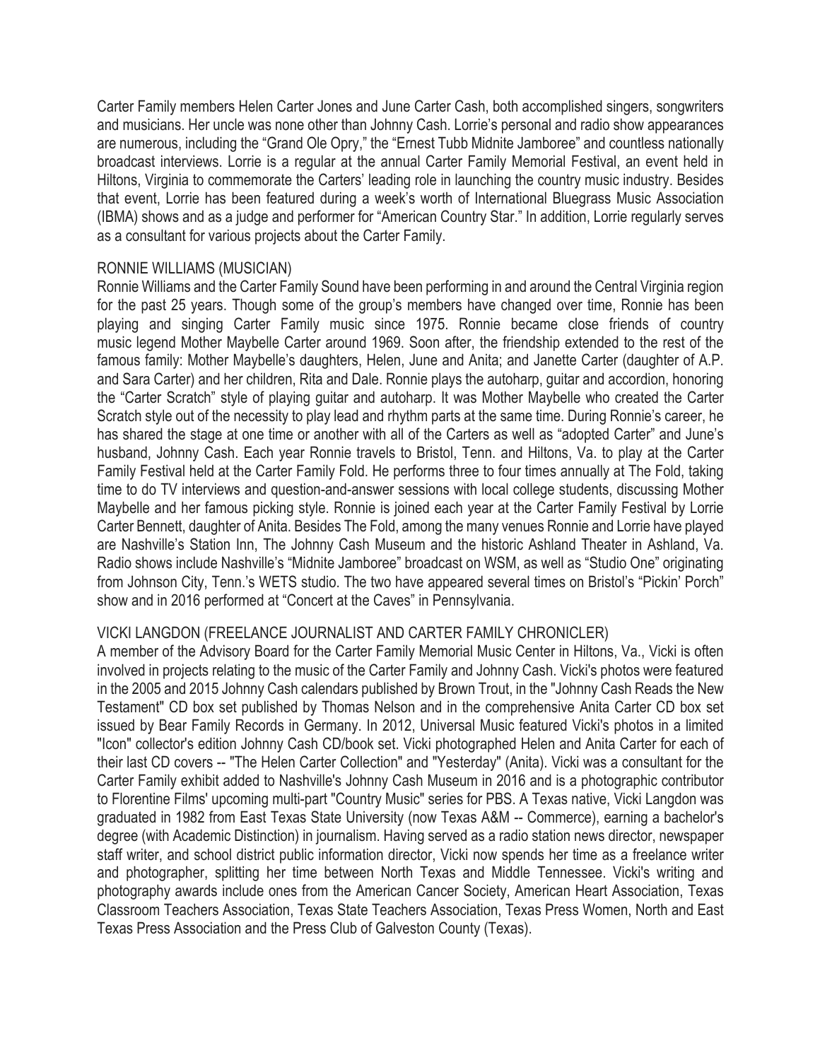Carter Family members Helen Carter Jones and June Carter Cash, both accomplished singers, songwriters and musicians. Her uncle was none other than Johnny Cash. Lorrie's personal and radio show appearances are numerous, including the "Grand Ole Opry," the "Ernest Tubb Midnite Jamboree" and countless nationally broadcast interviews. Lorrie is a regular at the annual Carter Family Memorial Festival, an event held in Hiltons, Virginia to commemorate the Carters' leading role in launching the country music industry. Besides that event, Lorrie has been featured during a week's worth of International Bluegrass Music Association (IBMA) shows and as a judge and performer for "American Country Star." In addition, Lorrie regularly serves as a consultant for various projects about the Carter Family.

### RONNIE WILLIAMS (MUSICIAN)

Ronnie Williams and the Carter Family Sound have been performing in and around the Central Virginia region for the past 25 years. Though some of the group's members have changed over time, Ronnie has been playing and singing Carter Family music since 1975. Ronnie became close friends of country music legend Mother Maybelle Carter around 1969. Soon after, the friendship extended to the rest of the famous family: Mother Maybelle's daughters, Helen, June and Anita; and Janette Carter (daughter of A.P. and Sara Carter) and her children, Rita and Dale. Ronnie plays the autoharp, guitar and accordion, honoring the "Carter Scratch" style of playing guitar and autoharp. It was Mother Maybelle who created the Carter Scratch style out of the necessity to play lead and rhythm parts at the same time. During Ronnie's career, he has shared the stage at one time or another with all of the Carters as well as "adopted Carter" and June's husband, Johnny Cash. Each year Ronnie travels to Bristol, Tenn. and Hiltons, Va. to play at the Carter Family Festival held at the Carter Family Fold. He performs three to four times annually at The Fold, taking time to do TV interviews and question-and-answer sessions with local college students, discussing Mother Maybelle and her famous picking style. Ronnie is joined each year at the Carter Family Festival by Lorrie Carter Bennett, daughter of Anita. Besides The Fold, among the many venues Ronnie and Lorrie have played are Nashville's Station Inn, The Johnny Cash Museum and the historic Ashland Theater in Ashland, Va. Radio shows include Nashville's "Midnite Jamboree" broadcast on WSM, as well as "Studio One" originating from Johnson City, Tenn.'s WETS studio. The two have appeared several times on Bristol's "Pickin' Porch" show and in 2016 performed at "Concert at the Caves" in Pennsylvania.

### VICKI LANGDON (FREELANCE JOURNALIST AND CARTER FAMILY CHRONICLER)

A member of the Advisory Board for the Carter Family Memorial Music Center in Hiltons, Va., Vicki is often involved in projects relating to the music of the Carter Family and Johnny Cash. Vicki's photos were featured in the 2005 and 2015 Johnny Cash calendars published by Brown Trout, in the "Johnny Cash Reads the New Testament" CD box set published by Thomas Nelson and in the comprehensive Anita Carter CD box set issued by Bear Family Records in Germany. In 2012, Universal Music featured Vicki's photos in a limited "Icon" collector's edition Johnny Cash CD/book set. Vicki photographed Helen and Anita Carter for each of their last CD covers -- "The Helen Carter Collection" and "Yesterday" (Anita). Vicki was a consultant for the Carter Family exhibit added to Nashville's Johnny Cash Museum in 2016 and is a photographic contributor to Florentine Films' upcoming multi-part "Country Music" series for PBS. A Texas native, Vicki Langdon was graduated in 1982 from East Texas State University (now Texas A&M -- Commerce), earning a bachelor's degree (with Academic Distinction) in journalism. Having served as a radio station news director, newspaper staff writer, and school district public information director, Vicki now spends her time as a freelance writer and photographer, splitting her time between North Texas and Middle Tennessee. Vicki's writing and photography awards include ones from the American Cancer Society, American Heart Association, Texas Classroom Teachers Association, Texas State Teachers Association, Texas Press Women, North and East Texas Press Association and the Press Club of Galveston County (Texas).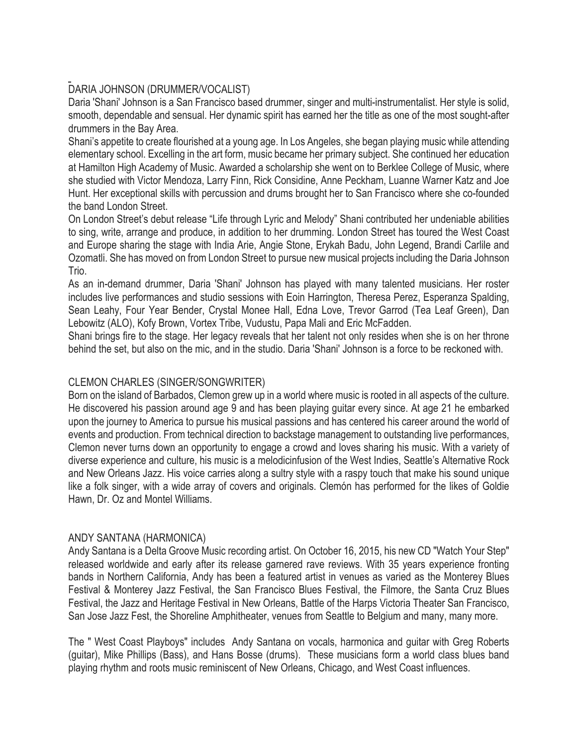## DARIA JOHNSON (DRUMMER/VOCALIST)

Daria 'Shani' Johnson is a San Francisco based drummer, singer and multi-instrumentalist. Her style is solid, smooth, dependable and sensual. Her dynamic spirit has earned her the title as one of the most sought-after drummers in the Bay Area.

Shani's appetite to create flourished at a young age. In Los Angeles, she began playing music while attending elementary school. Excelling in the art form, music became her primary subject. She continued her education at Hamilton High Academy of Music. Awarded a scholarship she went on to Berklee College of Music, where she studied with Victor Mendoza, Larry Finn, Rick Considine, Anne Peckham, Luanne Warner Katz and Joe Hunt. Her exceptional skills with percussion and drums brought her to San Francisco where she co-founded the band London Street.

On London Street's debut release "Life through Lyric and Melody" Shani contributed her undeniable abilities to sing, write, arrange and produce, in addition to her drumming. London Street has toured the West Coast and Europe sharing the stage with India Arie, Angie Stone, Erykah Badu, John Legend, Brandi Carlile and Ozomatli. She has moved on from London Street to pursue new musical projects including the Daria Johnson Trio.

As an in-demand drummer, Daria 'Shani' Johnson has played with many talented musicians. Her roster includes live performances and studio sessions with Eoin Harrington, Theresa Perez, Esperanza Spalding, Sean Leahy, Four Year Bender, Crystal Monee Hall, Edna Love, Trevor Garrod (Tea Leaf Green), Dan Lebowitz (ALO), Kofy Brown, Vortex Tribe, Vudustu, Papa Mali and Eric McFadden.

Shani brings fire to the stage. Her legacy reveals that her talent not only resides when she is on her throne behind the set, but also on the mic, and in the studio. Daria 'Shani' Johnson is a force to be reckoned with.

## CLEMON CHARLES (SINGER/SONGWRITER)

Born on the island of Barbados, Clemon grew up in a world where music is rooted in all aspects of the culture. He discovered his passion around age 9 and has been playing guitar every since. At age 21 he embarked upon the journey to America to pursue his musical passions and has centered his career around the world of events and production. From technical direction to backstage management to outstanding live performances, Clemon never turns down an opportunity to engage a crowd and loves sharing his music. With a variety of diverse experience and culture, his music is a melodicinfusion of the West Indies, Seattle's Alternative Rock and New Orleans Jazz. His voice carries along a sultry style with a raspy touch that make his sound unique like a folk singer, with a wide array of covers and originals. Clemón has performed for the likes of Goldie Hawn, Dr. Oz and Montel Williams.

## ANDY SANTANA (HARMONICA)

Andy Santana is a Delta Groove Music recording artist. On October 16, 2015, his new CD "Watch Your Step" released worldwide and early after its release garnered rave reviews. With 35 years experience fronting bands in Northern California, Andy has been a featured artist in venues as varied as the Monterey Blues Festival & Monterey Jazz Festival, the San Francisco Blues Festival, the Filmore, the Santa Cruz Blues Festival, the Jazz and Heritage Festival in New Orleans, Battle of the Harps Victoria Theater San Francisco, San Jose Jazz Fest, the Shoreline Amphitheater, venues from Seattle to Belgium and many, many more.

The " West Coast Playboys" includes Andy Santana on vocals, harmonica and guitar with Greg Roberts (guitar), Mike Phillips (Bass), and Hans Bosse (drums). These musicians form a world class blues band playing rhythm and roots music reminiscent of New Orleans, Chicago, and West Coast influences.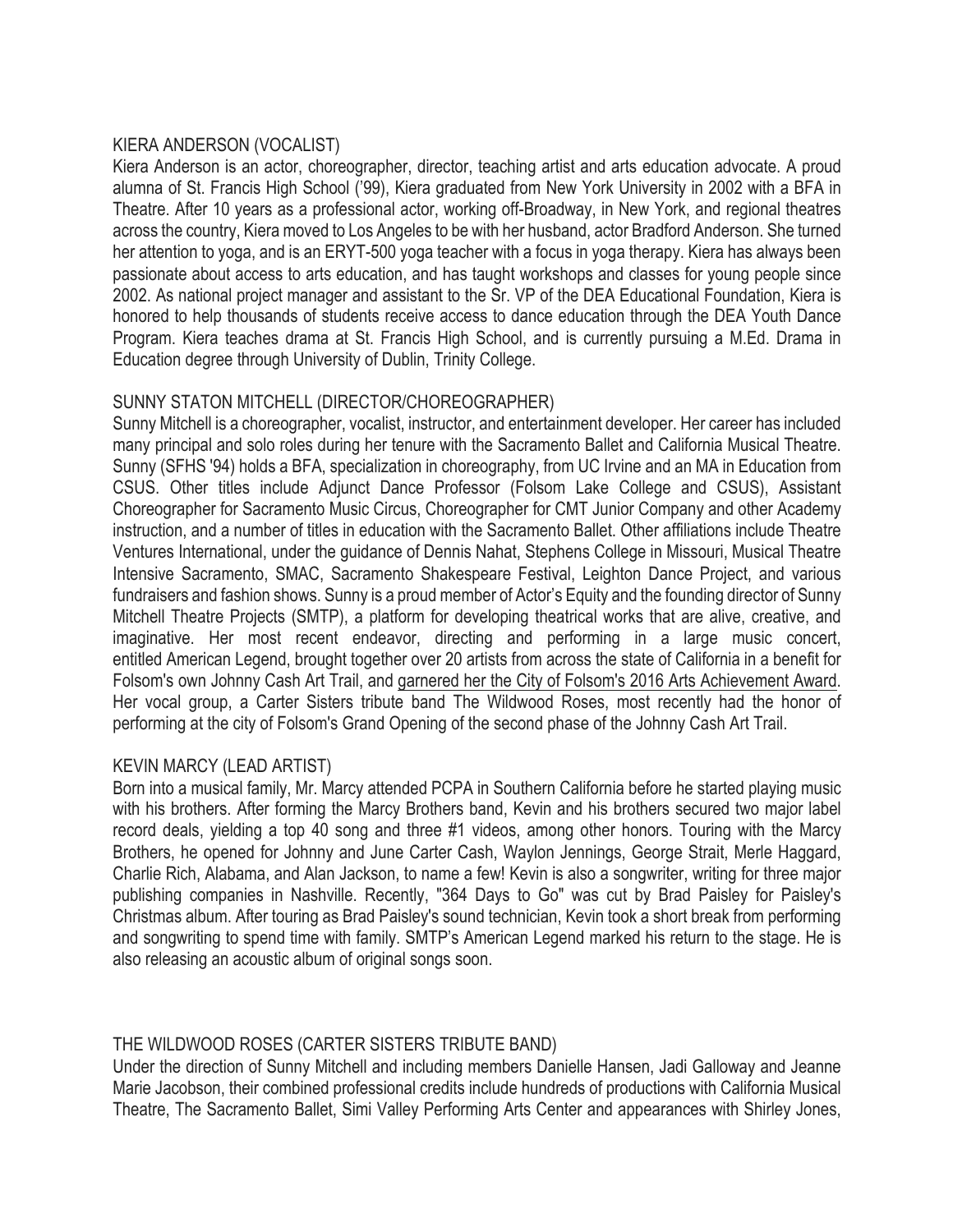### KIERA ANDERSON (VOCALIST)

Kiera Anderson is an actor, choreographer, director, teaching artist and arts education advocate. A proud alumna of St. Francis High School ('99), Kiera graduated from New York University in 2002 with a BFA in Theatre. After 10 years as a professional actor, working off-Broadway, in New York, and regional theatres across the country, Kiera moved to Los Angeles to be with her husband, actor Bradford Anderson. She turned her attention to yoga, and is an ERYT-500 yoga teacher with a focus in yoga therapy. Kiera has always been passionate about access to arts education, and has taught workshops and classes for young people since 2002. As national project manager and assistant to the Sr. VP of the DEA Educational Foundation, Kiera is honored to help thousands of students receive access to dance education through the DEA Youth Dance Program. Kiera teaches drama at St. Francis High School, and is currently pursuing a M.Ed. Drama in Education degree through University of Dublin, Trinity College.

### SUNNY STATON MITCHELL (DIRECTOR/CHOREOGRAPHER)

Sunny Mitchell is a choreographer, vocalist, instructor, and entertainment developer. Her career has included many principal and solo roles during her tenure with the Sacramento Ballet and California Musical Theatre. Sunny (SFHS '94) holds a BFA, specialization in choreography, from UC Irvine and an MA in Education from CSUS. Other titles include Adjunct Dance Professor (Folsom Lake College and CSUS), Assistant Choreographer for Sacramento Music Circus, Choreographer for CMT Junior Company and other Academy instruction, and a number of titles in education with the Sacramento Ballet. Other affiliations include Theatre Ventures International, under the guidance of Dennis Nahat, Stephens College in Missouri, Musical Theatre Intensive Sacramento, SMAC, Sacramento Shakespeare Festival, Leighton Dance Project, and various fundraisers and fashion shows. Sunny is a proud member of Actor's Equity and the founding director of Sunny Mitchell Theatre Projects (SMTP), a platform for developing theatrical works that are alive, creative, and imaginative. Her most recent endeavor, directing and performing in a large music concert, entitled American Legend, brought together over 20 artists from across the state of California in a benefit for Folsom's own Johnny Cash Art Trail, and garnered her the City of Folsom's 2016 Arts Achievement Award. Her vocal group, a Carter Sisters tribute band The Wildwood Roses, most recently had the honor of performing at the city of Folsom's Grand Opening of the second phase of the Johnny Cash Art Trail.

### KEVIN MARCY (LEAD ARTIST)

Born into a musical family, Mr. Marcy attended PCPA in Southern California before he started playing music with his brothers. After forming the Marcy Brothers band, Kevin and his brothers secured two major label record deals, yielding a top 40 song and three #1 videos, among other honors. Touring with the Marcy Brothers, he opened for Johnny and June Carter Cash, Waylon Jennings, George Strait, Merle Haggard, Charlie Rich, Alabama, and Alan Jackson, to name a few! Kevin is also a songwriter, writing for three major publishing companies in Nashville. Recently, "364 Days to Go" was cut by Brad Paisley for Paisley's Christmas album. After touring as Brad Paisley's sound technician, Kevin took a short break from performing and songwriting to spend time with family. SMTP's American Legend marked his return to the stage. He is also releasing an acoustic album of original songs soon.

### THE WILDWOOD ROSES (CARTER SISTERS TRIBUTE BAND)

Under the direction of Sunny Mitchell and including members Danielle Hansen, Jadi Galloway and Jeanne Marie Jacobson, their combined professional credits include hundreds of productions with California Musical Theatre, The Sacramento Ballet, Simi Valley Performing Arts Center and appearances with Shirley Jones,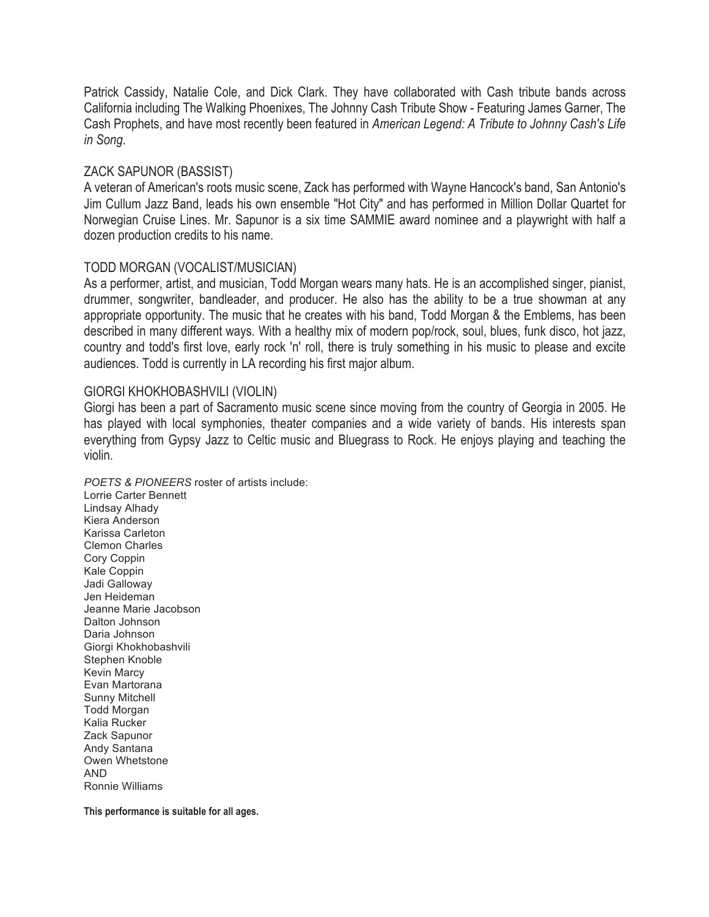Patrick Cassidy, Natalie Cole, and Dick Clark. They have collaborated with Cash tribute bands across California including The Walking Phoenixes, The Johnny Cash Tribute Show - Featuring James Garner, The Cash Prophets, and have most recently been featured in *American Legend: A Tribute to Johnny Cash's Life in Song*.

ZACK SAPUNOR (BASSIST)
A veteran of American's roots music scene, Zack has performed with Wayne Hancock's band, San Antonio's Jim Cullum Jazz Band, leads his own ensemble "Hot City" and has performed in Million Dollar Quartet for Norwegian Cruise Lines. Mr. Sapunor is a six time SAMMIE award nominee and a playwright with half a dozen production credits to his name.

TODD MORGAN (VOCALIST/MUSICIAN)
As a performer, artist, and musician, Todd Morgan wears many hats. He is an accomplished singer, pianist, drummer, songwriter, bandleader, and producer. He also has the ability to be a true showman at any appropriate opportunity. The music that he creates with his band, Todd Morgan & the Emblems, has been described in many different ways. With a healthy mix of modern pop/rock, soul, blues, funk disco, hot jazz, country and todd's first love, early rock 'n' roll, there is truly something in his music to please and excite audiences. Todd is currently in LA recording his first major album.

GIORGI KHOKHOBASHVILI (VIOLIN)
Giorgi has been a part of Sacramento music scene since moving from the country of Georgia in 2005. He has played with local symphonies, theater companies and a wide variety of bands. His interests span everything from Gypsy Jazz to Celtic music and Bluegrass to Rock. He enjoys playing and teaching the violin.

*POETS & PIONEERS* roster of artists include:
Lorrie Carter Bennett
Lindsay Alhady
Kiera Anderson
Karissa Carleton
Clemon Charles
Cory Coppin
Kale Coppin
Jadi Galloway
Jen Heideman
Jeanne Marie Jacobson
Dalton Johnson
Daria Johnson
Giorgi Khokhobashvili
Stephen Knoble
Kevin Marcy
Evan Martorana
Sunny Mitchell
Todd Morgan
Kalia Rucker
Zack Sapunor
Andy Santana
Owen Whetstone
AND
Ronnie Williams

**This performance is suitable for all ages.**